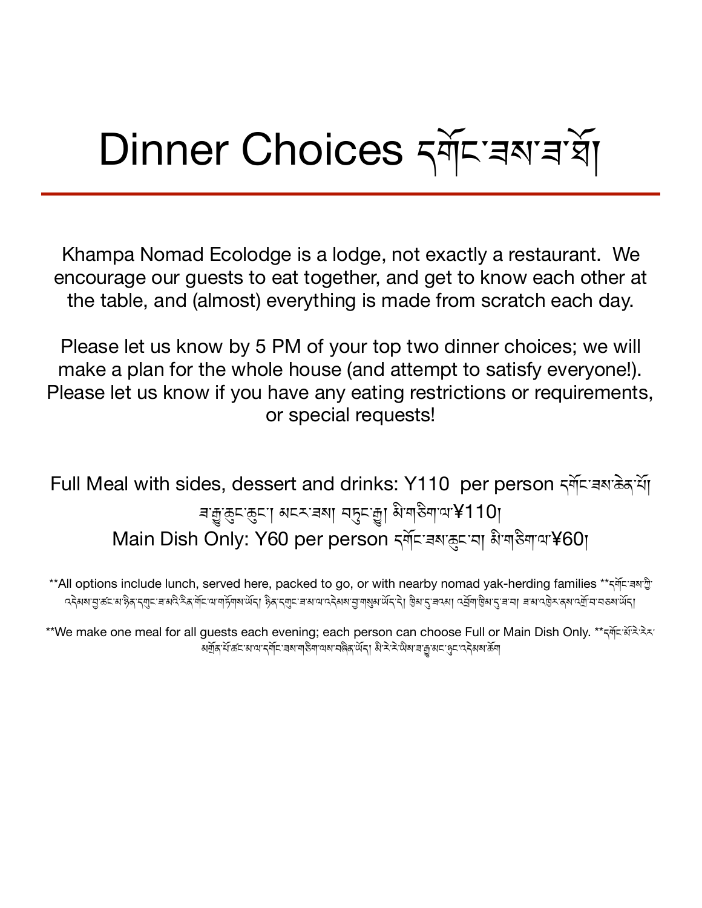# Dinner Choices དགོང་ཟས་ཟ་ཐོ།

Khampa Nomad Ecolodge is a lodge, not exactly a restaurant. We encourage our guests to eat together, and get to know each other at the table, and (almost) everything is made from scratch each day.

Please let us know by 5 PM of your top two dinner choices; we will make a plan for the whole house (and attempt to satisfy everyone!). Please let us know if you have any eating restrictions or requirements, or special requests!

Full Meal with sides, dessert and drinks: Y110 per person དགོང་ཟས་ཆེན་པོ། ཟ་རྒྱུ་ཆུང་ཆུང་། མངར་ཟས། བཏུང་རྒྱུ། མི་གཅིག་ལ་¥110།
Main Dish Only: Y60 per person དགོང་ཟས་ཆུང་བ། མི་གཅིག་ལ་¥60།

**All options include lunch, served here, packed to go, or with nearby nomad yak-herding families **དགོང་ཟས་ཀྱི་འདེམས་བྱ་ཚང་མ་ཉིན་དགུང་ཟ་མའི་རིན་གོང་ལ་གཏོགས་ཡོད། ཉིན་དགུང་ཟ་མ་ལ་འདེམས་བྱ་གསུམ་ཡོད་དེ། ཁྱིམ་དུ་ཟའམ། འབྲོག་ཁྱིམ་དུ་ཟ་བ། ཟ་མ་འཁྱེར་ནས་འགྲོ་བ་བཅས་ཡོད།

**We make one meal for all guests each evening; each person can choose Full or Main Dish Only. **དགོང་མོ་རེ་རེར་མགྲོན་པོ་ཚང་མ་ལ་དགོང་ཟས་གཅིག་ལས་བཟོ་ཡོད། མི་རེ་རེ་ཡིས་ཟ་རྒྱ་མང་ཉུང་འདེམས་ཆོག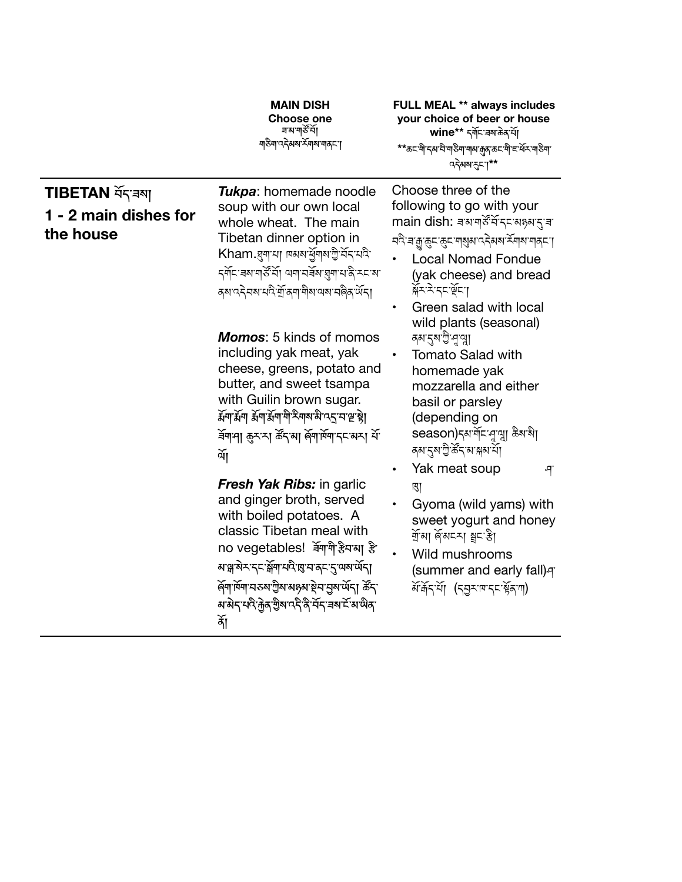| | **MAIN DISH**<br>**Choose one**<br>ཟས་གཙོ་བོ།<br>གཅིག་འདེམས་རོགས་གནང་། | **FULL MEAL ** always includes your choice of beer or house wine**** དགོང་ཟས་ཆེན་པོ།<br>**ཆང་གི་དམ་པ་གཅིག་གམ་རྒྱུན་ཆང་གི་ཇ་ཕོར་གཅིག་འདེམས་དུང་།** |
|---|---|---|
| **TIBETAN** བོད་ཟས།<br>**1 - 2 main dishes for the house** | ***Tukpa***: homemade noodle soup with our own local whole wheat. The main Tibetan dinner option in Kham. ཐུག་པ། ཁམས་ཕྱོགས་ཀྱི་བོད་པའི་དགོང་ཟས་གཙོ་བོ། ལག་བཟོས་ཐུག་པ་ནི་རང་ས་ནས་འདེབས་པའི་གྲོ་ནག་གིས་ལས་བཞིན་ཡོད།<br><br>***Momos***: 5 kinds of momos including yak meat, yak cheese, greens, potato and butter, and sweet tsampa with Guilin brown sugar. མོག་མོག མོག་མོག་གི་རིགས་མི་འདྲ་བ་ལྔ་སྟེ། ཐོག་ཤ། ཆུར་ར། ཚོད་མ། ཞོག་ཁོག་དང་མར། ཕོ་ལོ།<br><br>***Fresh Yak Ribs:*** in garlic and ginger broth, served with boiled potatoes. A classic Tibetan meal with no vegetables! ཐོག་གི་རྩིབས་མ། རྩི་མ་སྒ་སེར་དང་སྒོག་པའི་ཁུ་བ་ནང་དུ་ལས་ཡོད། ཞོག་ཁོག་བཙས་ཀྱིས་མཉམ་སྦྲེལ་བྱས་ཡོད། ཚོད་མ་མེད་པའི་རྒྱུན་གྱིས་འདི་ནི་བོད་ཟས་ངོ་མ་ཡིན་ནོ། | Choose three of the following to go with your main dish: ཟས་གཙོ་བོ་དང་མཉམ་དུ་ཟ་བའི་ཟ་རྒྱུ་ཆུང་ཆུང་གསུམ་འདེམས་རོགས་གནང་།<br>• Local Nomad Fondue (yak cheese) and bread སྐོར་རེ་དང་ཞོང་།<br>• Green salad with local wild plants (seasonal) ནམ་དུས་ཀྱི་ཤ་ལྭ།<br>• Tomato Salad with homemade yak mozzarella and either basil or parsley (depending on season) དམར་གོང་ཤ་ལྭ། ཆིས་སི། ནམ་དུས་ཀྱི་ཚོད་མ་སྔམ་པོ།<br>• Yak meat soup ཤ་ཁུ།<br>• Gyoma (wild yams) with sweet yogurt and honey གྲོ་མ། ཞོ་མངར། སྦྲང་རྩི།<br>• Wild mushrooms (summer and early fall) ཤ་མོ་རྒོད་པོ། (དབྱར་ཁ་དང་སྟོན་ཀ) |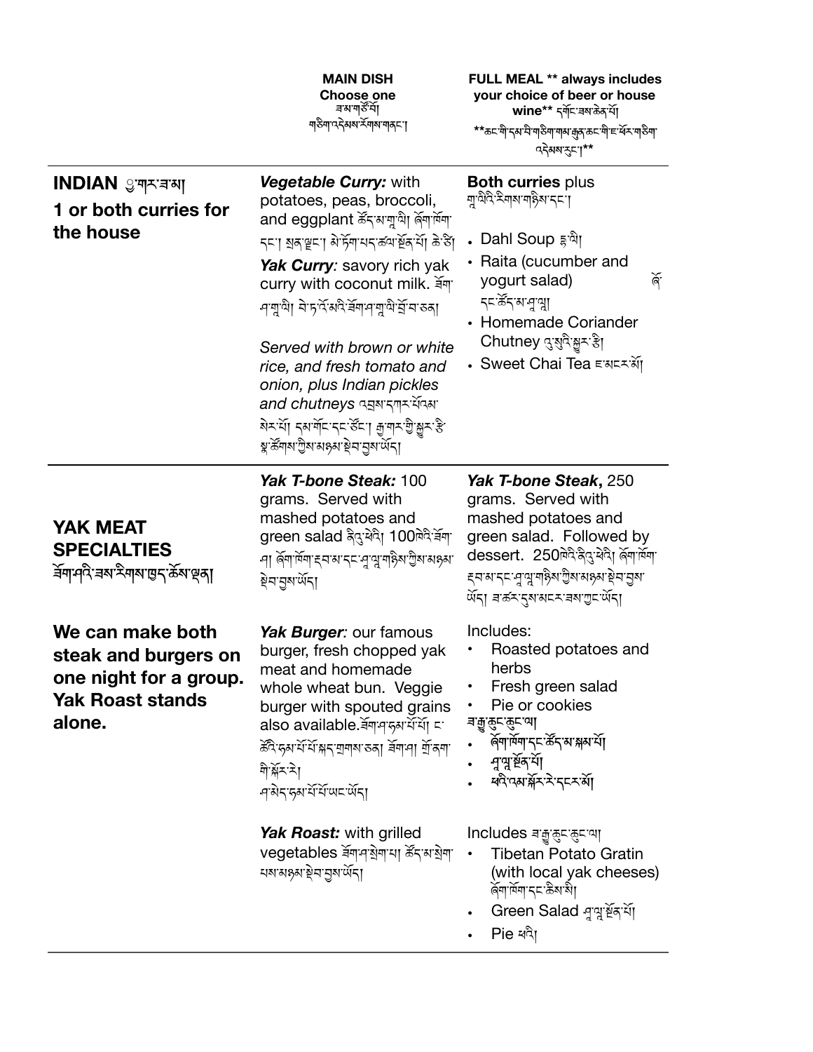| | **MAIN DISH** **Choose one** ཟས་གཙོ་བོ། གཅིག་འདེམས་རོགས་གནང་། | **FULL MEAL ** always includes your choice of beer or house wine**** དགོང་ཟས་ཆེན་པོ། **ཆང་གི་དམ་པ་གཅིག་གམ་རྒྱུན་ཆང་གི་ཇ་ཡོང་གཅིག་འདེམས་རུང་།** |
|---|---|---|
| **INDIAN** རྒྱ་གར་ཟས། **1 or both curries for the house** | ***Vegetable Curry:*** with potatoes, peas, broccoli, and eggplant ཚོད་མ་ཀ་ར། ཞོག་ཁོག་དང་། སྲན་ལྷང་། མེ་ཏོག་པད་ཚལ་སྔོན་པོ། ཆེ་ཏོ། ***Yak Curry:*** savory rich yak curry with coconut milk. ཤོག་ཤ་ཀ་རི། བེ་དྲ་འོ་མའི་ཤོག་ཤ་ཀ་ལི་བྲོ་བ་ཅན། *Served with brown or white rice, and fresh tomato and onion, plus Indian pickles and chutneys* འབྲས་དཀར་པོའམ་སེར་པོ། དམ་གོང་དང་ཙོང་། རྒྱ་གར་གྱི་སྐྱུར་རྩི་སྣ་ཚོགས་ཀྱིས་མཉམ་སྦྲེལ་བྱས་ཡོད། | **Both curries** plus ཀ་ལིའི་རིགས་གཉིས་དང་། <br>• Dahl Soup དྷ་ལི། <br>• Raita (cucumber and yogurt salad) ཞོ་དང་ཚོད་མ་ཤ་ལྕ། <br>• Homemade Coriander Chutney ཡུ་སུའི་སྐྱུར་རྩི། <br>• Sweet Chai Tea ཇ་མངར་མོ། |
| **YAK MEAT SPECIALTIES** ཤོག་ཤའི་ཟས་རིགས་ཁྱད་ཚོས་ལྡན། <br><br>**We can make both steak and burgers on one night for a group. Yak Roast stands alone.** | ***Yak T-bone Steak:*** 100 grams. Served with mashed potatoes and green salad ཤིའུ་ཕེའི། 100ཁའི་ཤོག་ཤ། ཞོག་ཁོག་རྡུང་མ་དང་ཤ་ལྕ་གཉིས་ཀྱིས་མཉམ་སྦྲེལ་བྱས་ཡོད། <br><br>***Yak Burger:*** our famous burger, fresh chopped yak meat and homemade whole wheat bun. Veggie burger with spouted grains also available. ཤོག་ཤ་དུམ་པོ་ཕོ་ང་ཚོའི་དུམ་པོ་པོ་སྐད་གྲགས་ཅན། ཤོག་ཤ། གྲོ་ནག་གི་སྐོར་རི། ཤ་མེད་དུམ་པོ་པོ་ཡང་ཡོད། <br><br>***Yak Roast:*** with grilled vegetables ཤོག་ཤ་སྲེག་མ། ཚོད་མ་སྲེག་པས་མཉམ་སྦྲེལ་བྱས་ཡོད། | ***Yak T-bone Steak***, 250 grams. Served with mashed potatoes and green salad. Followed by dessert. 250ཁའི་ཤིའུ་ཕེའི། ཞོག་ཁོག་རྡུང་མ་དང་ཤ་ལྕ་གཉིས་ཀྱིས་མཉམ་སྦྲེལ་བྱས་ཡོད། ཟ་ཚར་དུས་མངར་ཟས་ཀྱང་ཡོད། <br><br>Includes: <br>• Roasted potatoes and herbs <br>• Fresh green salad <br>• Pie or cookies <br>ཟ་རྒྱུ་ཆུང་ཆུང་ལ། <br>• ཞོག་ཁོག་དང་ཚོད་མ་སྐམ་པོ། <br>• ཤ་ལྕ་སྔོན་པོ། <br>• ཕའི་འམ་སྐོར་རི་དངར་མོ། <br><br>Includes ཟ་རྒྱུ་ཆུང་ཆུང་ལ། <br>• Tibetan Potato Gratin (with local yak cheeses) ཞོག་ཁོག་དང་ཆེས་སི། <br>• Green Salad ཤ་ལྕ་སྔོན་པོ། <br>• Pie ཕའི། |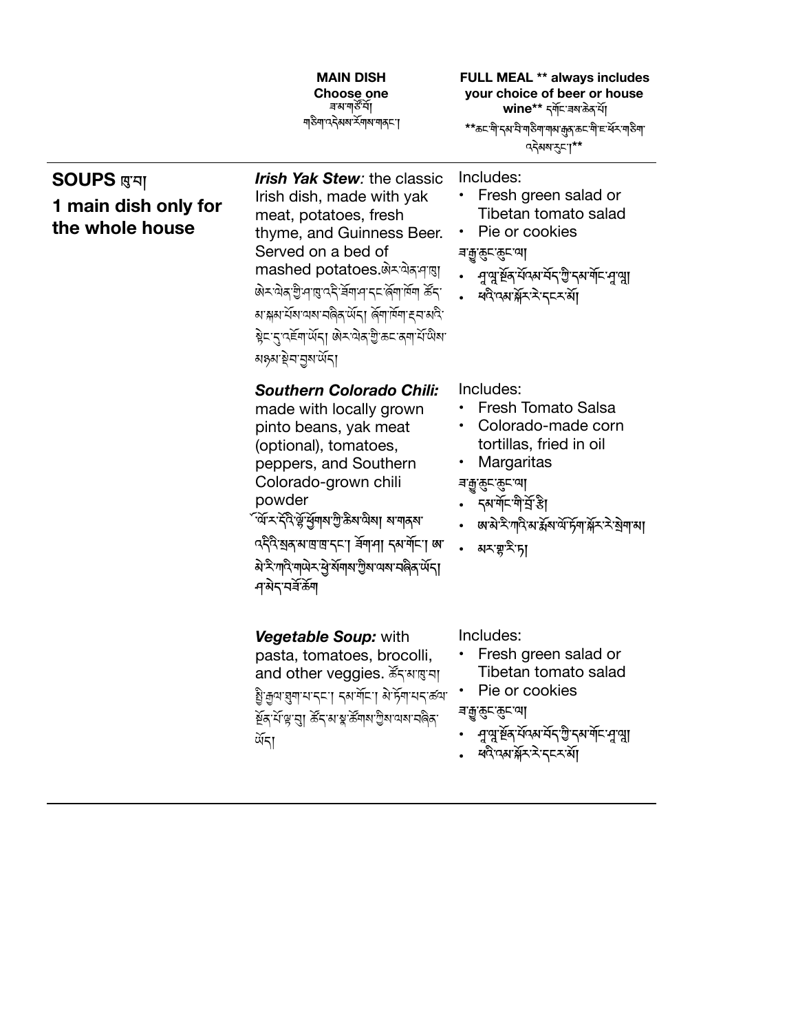| | **MAIN DISH Choose one** ཟ་མ་གཙོ་བོ། གཅིག་འདེམས་རོགས་གནང་། | **FULL MEAL ** always includes your choice of beer or house wine**** དགོང་ཟས་ཆེན་པོ། **ཆང་གི་དམ་པ་གཅིག་གམ་རྒྱུན་ཆང་གི་ཇ་ཕོར་གཅིག་འདེམས་ཆོག།** |
|---|---|---|
| **SOUPS ཐུ་པ།** **1 main dish only for the whole house** | ***Irish Yak Stew:*** the classic Irish dish, made with yak meat, potatoes, fresh thyme, and Guinness Beer. Served on a bed of mashed potatoes. ཨེར་ལེན་ཤ་ཐུག། ཨེར་ལེན་གྱི་ཤ་ཐུ་འདི་གཡག་ཤ་དང་ཞོག་ཁོག་ཚོད་མ་སྐམ་པོས་ལས་བཞིན་ཡོད། ཞོག་ཁོག་རྡུབ་མའི་སྟེང་དུ་འཇོག་ཡོད། ཨེར་ལེན་གྱི་ཆང་ནག་པོ་ཡིས་མཉམ་སྦྱར་བྱས་ཡོད། | Includes: • Fresh green salad or Tibetan tomato salad • Pie or cookies ཟ་རྒྱུ་ཆུང་ཆུང་ལ། • ཤ་ལྭ་སྔོན་པོའམ་བོད་ཀྱི་དམ་གོང་ཤ་ལྭ། • ཕའི་འམ་སྐོར་རི་དང་རམ། |
| | ***Southern Colorado Chili:*** made with locally grown pinto beans, yak meat (optional), tomatoes, peppers, and Southern Colorado-grown chili powder ཁོ་ལོ་རོ་ཌོའི་ལྷོ་ཕྱོགས་ཀྱི་ཆིས་ལིས། ས་གནས་འདིའི་སྲན་མ་ཁྲ་ཁྲ་དང་། གཡག་ཤ། དམ་གོང་། ཨ་མེ་རི་ཀའི་གཡེར་སྤེ་སོགས་ཀྱིས་ལས་བཞིན་ཡོད། ཤ་མེད་བཟོ་ཆོག | Includes: • Fresh Tomato Salsa • Colorado-made corn tortillas, fried in oil • Margaritas ཟ་རྒྱུ་ཆུང་ཆུང་ལ། • དམ་གོང་གི་ཁྲོ་ཚི། • ཨ་མེ་རི་ཀའི་མ་རྣོས་ལོ་ཏོག་སྐོར་རི་སྒྲེག་མ། • མར་ག་རི་ཏ། |
| | ***Vegetable Soup:*** with pasta, tomatoes, brocolli, and other veggies. ཚོད་མ་ཐུ་པ། ཕྱི་རྒྱལ་ཐུག་པ་དང་། དམ་གོང་། མེ་ཏོག་པད་ཚལ་སྔོན་པོ་ལྟ་བུ། ཚོད་མ་སྣ་ཚོགས་ཀྱིས་ལས་བཞིན་ཡོད། | Includes: • Fresh green salad or Tibetan tomato salad • Pie or cookies ཟ་རྒྱུ་ཆུང་ཆུང་ལ། • ཤ་ལྭ་སྔོན་པོའམ་བོད་ཀྱི་དམ་གོང་ཤ་ལྭ། • ཕའི་འམ་སྐོར་རི་དང་རམ། |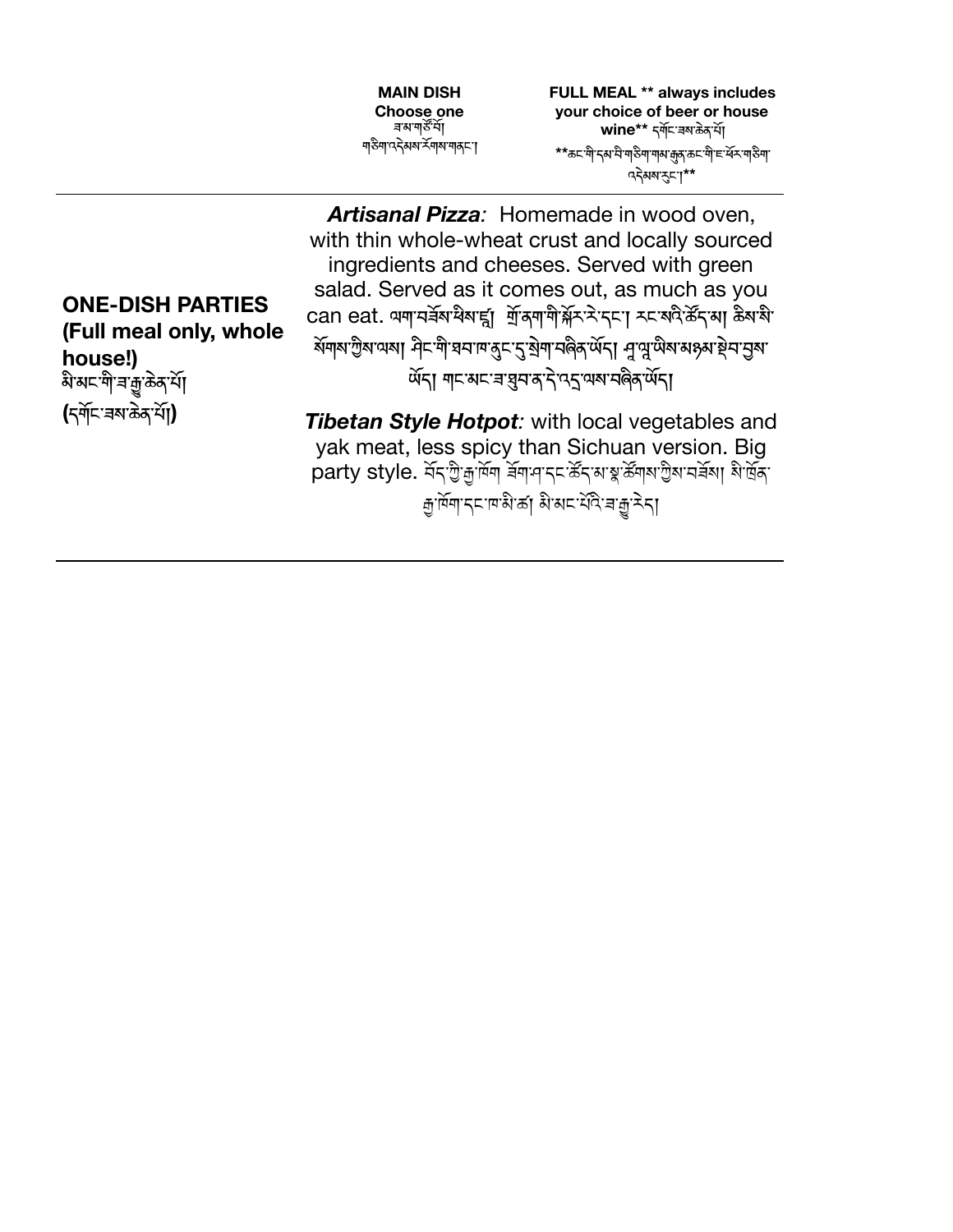| | **MAIN DISH** **Choose one** ཟ་མ་གཙོ་བོ། གཅིག་འདེམས་རོགས་གནང་། | **FULL MEAL \*\* always includes your choice of beer or house wine\*\*** དགོང་ཟས་ཆེན་པོ། \*\*ཆང་གི་དམ་པི་གཅིག་གམ་རྒྱུན་ཆང་གི་ཇ་ཐོར་གཅིག་འདེམས་རུང་།\*\* |
|---|---|---|
| **ONE-DISH PARTIES (Full meal only, whole house!)** མི་མང་གི་ཟ་རྒྱ་ཆེན་པོ། **(**དགོང་ཟས་ཆེན་པོ།**)** | ***Artisanal Pizza:*** Homemade in wood oven, with thin whole-wheat crust and locally sourced ingredients and cheeses. Served with green salad. Served as it comes out, as much as you can eat. ལག་བཟོས་པི་ཛ། གྲོ་ནག་གི་སྐོར་རེ་དང་། རང་སའི་ཚོད་མ། ཆེས་སི་སོགས་ཀྱིས་ལས། ཤིང་གི་ཐབ་ཁ་ནང་དུ་སྲེག་བཞིན་ཡོད། ཤ་ལུ་ཡིས་མཉམ་སྟེ་བྱས་ཡོད། གང་མང་ཟ་ཐུབ་ན་དེ་འདྲ་ལས་བཞིན་ཡོད། | |
| | ***Tibetan Style Hotpot:*** with local vegetables and yak meat, less spicy than Sichuan version. Big party style. བོད་ཀྱི་རྒྱ་ཁོག གཡག་ཤ་དང་ཚོད་མ་སྣ་ཚོགས་ཀྱིས་བཟོས། སི་ཁྲོན་རྒྱ་ཁོག་དང་ཁ་མི་ཚ། མི་མང་པོའི་ཟ་རྒྱ་རེད། | |